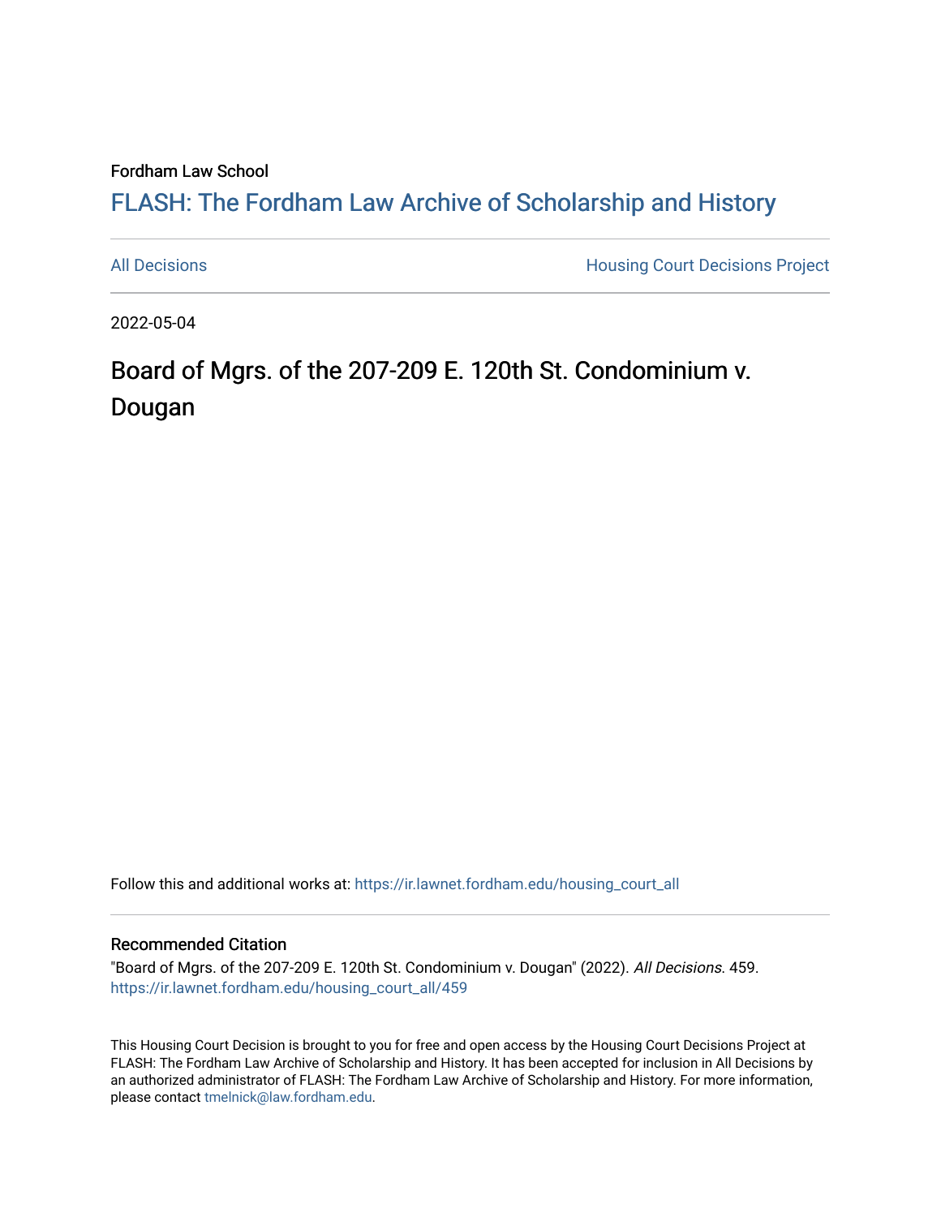Fordham Law School

# FLASH: The Fordham Law Archive of Scholarship and History

All Decisions | Housing Court Decisions Project

2022-05-04

## Board of Mgrs. of the 207-209 E. 120th St. Condominium v. Dougan

Follow this and additional works at: https://ir.lawnet.fordham.edu/housing_court_all

### Recommended Citation

"Board of Mgrs. of the 207-209 E. 120th St. Condominium v. Dougan" (2022). *All Decisions*. 459.
https://ir.lawnet.fordham.edu/housing_court_all/459

This Housing Court Decision is brought to you for free and open access by the Housing Court Decisions Project at FLASH: The Fordham Law Archive of Scholarship and History. It has been accepted for inclusion in All Decisions by an authorized administrator of FLASH: The Fordham Law Archive of Scholarship and History. For more information, please contact tmelnick@law.fordham.edu.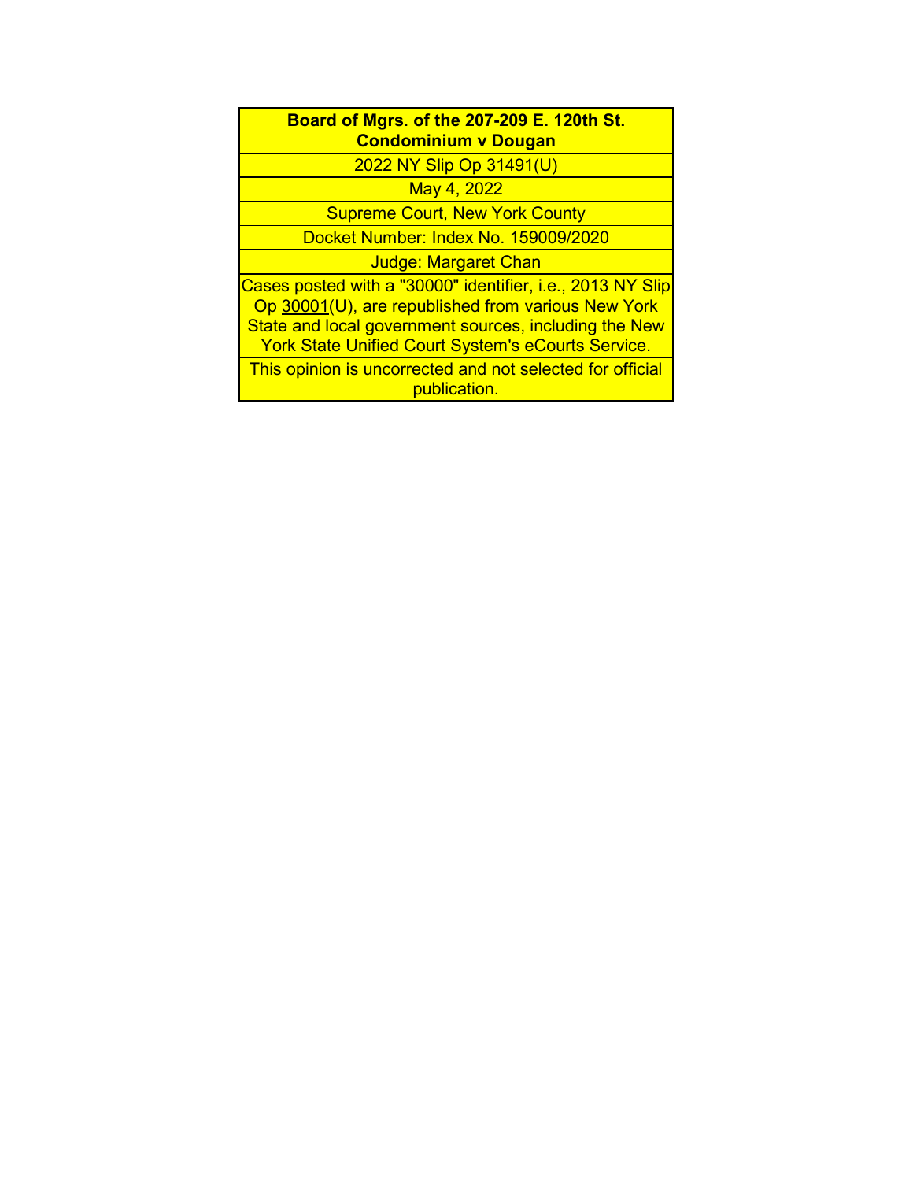**Board of Mgrs. of the 207-209 E. 120th St. Condominium v Dougan**

2022 NY Slip Op 31491(U)

May 4, 2022

Supreme Court, New York County

Docket Number: Index No. 159009/2020

Judge: Margaret Chan

Cases posted with a "30000" identifier, i.e., 2013 NY Slip Op 30001(U), are republished from various New York State and local government sources, including the New York State Unified Court System's eCourts Service.

This opinion is uncorrected and not selected for official publication.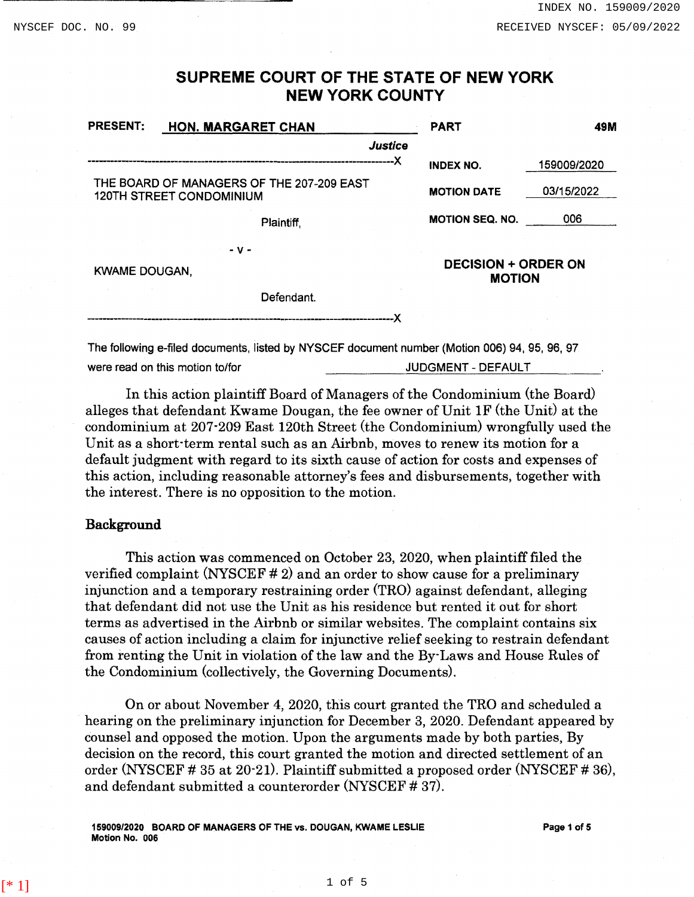# SUPREME COURT OF THE STATE OF NEW YORK
# NEW YORK COUNTY

| PRESENT: HON. MARGARET CHAN, Justice | PART | 49M |
| --- | --- | --- |
| | INDEX NO. | 159009/2020 |
| THE BOARD OF MANAGERS OF THE 207-209 EAST 120TH STREET CONDOMINIUM, Plaintiff, | MOTION DATE | 03/15/2022 |
| - v - | MOTION SEQ. NO. | 006 |
| KWAME DOUGAN, Defendant. | **DECISION + ORDER ON MOTION** | |

The following e-filed documents, listed by NYSCEF document number (Motion 006) 94, 95, 96, 97 were read on this motion to/for JUDGMENT - DEFAULT.

In this action plaintiff Board of Managers of the Condominium (the Board) alleges that defendant Kwame Dougan, the fee owner of Unit 1F (the Unit) at the condominium at 207-209 East 120th Street (the Condominium) wrongfully used the Unit as a short-term rental such as an Airbnb, moves to renew its motion for a default judgment with regard to its sixth cause of action for costs and expenses of this action, including reasonable attorney's fees and disbursements, together with the interest. There is no opposition to the motion.

## Background

This action was commenced on October 23, 2020, when plaintiff filed the verified complaint (NYSCEF # 2) and an order to show cause for a preliminary injunction and a temporary restraining order (TRO) against defendant, alleging that defendant did not use the Unit as his residence but rented it out for short terms as advertised in the Airbnb or similar websites. The complaint contains six causes of action including a claim for injunctive relief seeking to restrain defendant from renting the Unit in violation of the law and the By-Laws and House Rules of the Condominium (collectively, the Governing Documents).

On or about November 4, 2020, this court granted the TRO and scheduled a hearing on the preliminary injunction for December 3, 2020. Defendant appeared by counsel and opposed the motion. Upon the arguments made by both parties, By decision on the record, this court granted the motion and directed settlement of an order (NYSCEF # 35 at 20-21). Plaintiff submitted a proposed order (NYSCEF # 36), and defendant submitted a counterorder (NYSCEF # 37).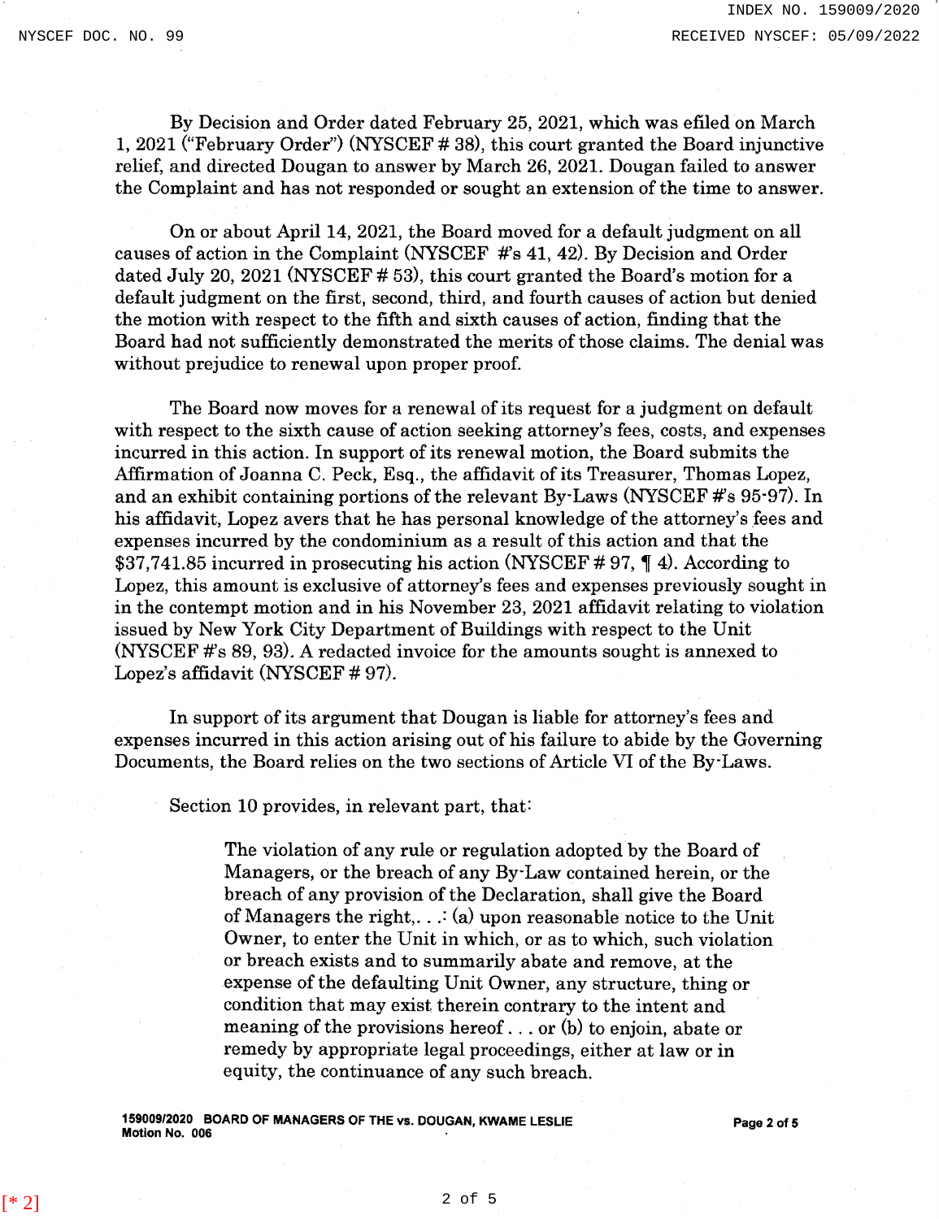By Decision and Order dated February 25, 2021, which was efiled on March 1, 2021 ("February Order") (NYSCEF # 38), this court granted the Board injunctive relief, and directed Dougan to answer by March 26, 2021. Dougan failed to answer the Complaint and has not responded or sought an extension of the time to answer.

On or about April 14, 2021, the Board moved for a default judgment on all causes of action in the Complaint (NYSCEF #'s 41, 42). By Decision and Order dated July 20, 2021 (NYSCEF # 53), this court granted the Board's motion for a default judgment on the first, second, third, and fourth causes of action but denied the motion with respect to the fifth and sixth causes of action, finding that the Board had not sufficiently demonstrated the merits of those claims. The denial was without prejudice to renewal upon proper proof.

The Board now moves for a renewal of its request for a judgment on default with respect to the sixth cause of action seeking attorney's fees, costs, and expenses incurred in this action. In support of its renewal motion, the Board submits the Affirmation of Joanna C. Peck, Esq., the affidavit of its Treasurer, Thomas Lopez, and an exhibit containing portions of the relevant By-Laws (NYSCEF #'s 95-97). In his affidavit, Lopez avers that he has personal knowledge of the attorney's fees and expenses incurred by the condominium as a result of this action and that the $37,741.85 incurred in prosecuting his action (NYSCEF # 97, ¶ 4). According to Lopez, this amount is exclusive of attorney's fees and expenses previously sought in in the contempt motion and in his November 23, 2021 affidavit relating to violation issued by New York City Department of Buildings with respect to the Unit (NYSCEF #'s 89, 93). A redacted invoice for the amounts sought is annexed to Lopez's affidavit (NYSCEF # 97).

In support of its argument that Dougan is liable for attorney's fees and expenses incurred in this action arising out of his failure to abide by the Governing Documents, the Board relies on the two sections of Article VI of the By-Laws.

Section 10 provides, in relevant part, that:

> The violation of any rule or regulation adopted by the Board of Managers, or the breach of any By-Law contained herein, or the breach of any provision of the Declaration, shall give the Board of Managers the right,. . .: (a) upon reasonable notice to the Unit Owner, to enter the Unit in which, or as to which, such violation or breach exists and to summarily abate and remove, at the expense of the defaulting Unit Owner, any structure, thing or condition that may exist therein contrary to the intent and meaning of the provisions hereof . . . or (b) to enjoin, abate or remedy by appropriate legal proceedings, either at law or in equity, the continuance of any such breach.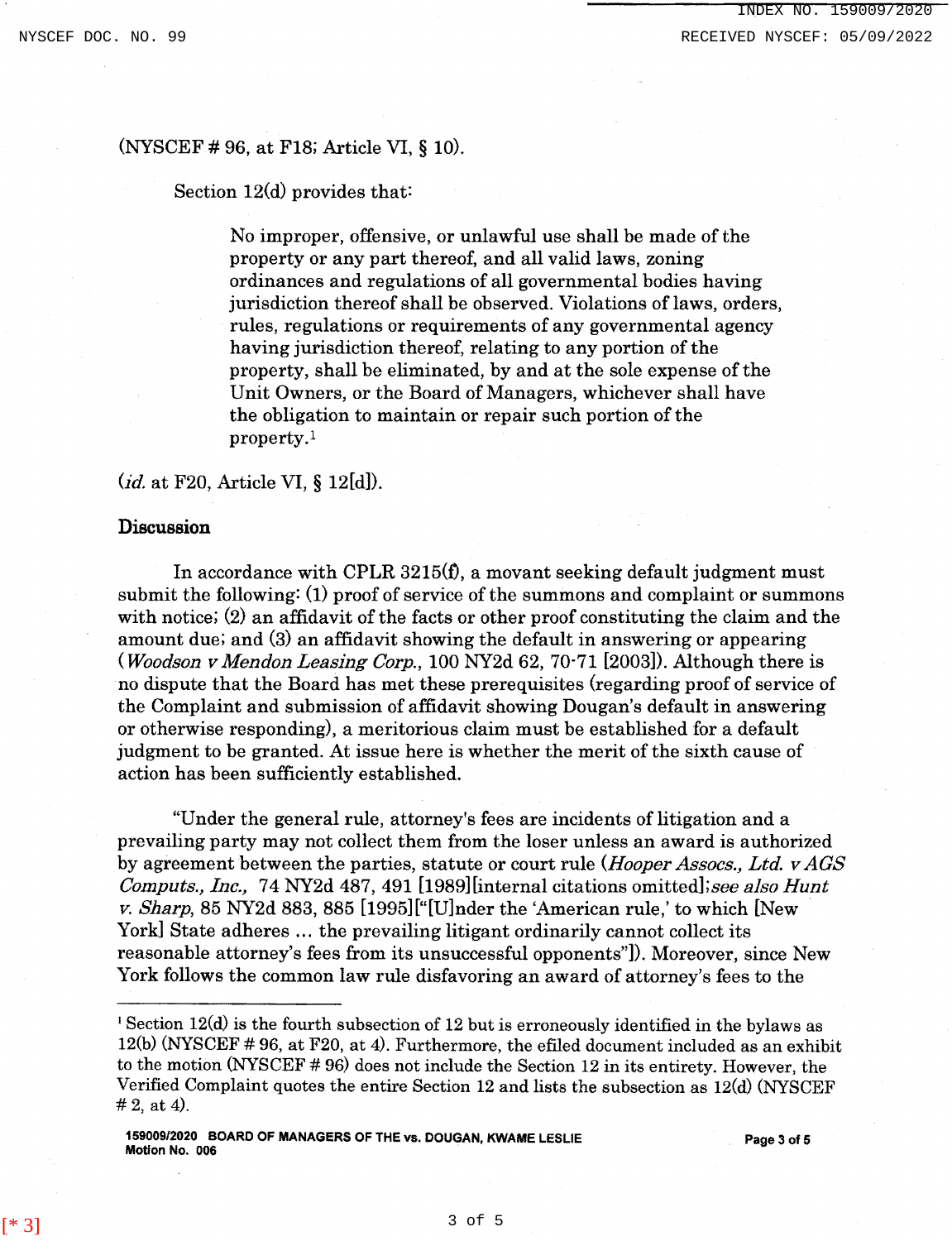(NYSCEF # 96, at F18; Article VI, § 10).

Section 12(d) provides that:

> No improper, offensive, or unlawful use shall be made of the property or any part thereof, and all valid laws, zoning ordinances and regulations of all governmental bodies having jurisdiction thereof shall be observed. Violations of laws, orders, rules, regulations or requirements of any governmental agency having jurisdiction thereof, relating to any portion of the property, shall be eliminated, by and at the sole expense of the Unit Owners, or the Board of Managers, whichever shall have the obligation to maintain or repair such portion of the property.[1]

(*id.* at F20, Article VI, § 12[d]).

## Discussion

In accordance with CPLR 3215(f), a movant seeking default judgment must submit the following: (1) proof of service of the summons and complaint or summons with notice; (2) an affidavit of the facts or other proof constituting the claim and the amount due; and (3) an affidavit showing the default in answering or appearing (*Woodson v Mendon Leasing Corp.*, 100 NY2d 62, 70-71 [2003]). Although there is no dispute that the Board has met these prerequisites (regarding proof of service of the Complaint and submission of affidavit showing Dougan's default in answering or otherwise responding), a meritorious claim must be established for a default judgment to be granted. At issue here is whether the merit of the sixth cause of action has been sufficiently established.

"Under the general rule, attorney's fees are incidents of litigation and a prevailing party may not collect them from the loser unless an award is authorized by agreement between the parties, statute or court rule (*Hooper Assocs., Ltd. v AGS Computs., Inc.,* 74 NY2d 487, 491 [1989][internal citations omitted]; *see also Hunt v. Sharp,* 85 NY2d 883, 885 [1995]["[U]nder the 'American rule,' to which [New York] State adheres ... the prevailing litigant ordinarily cannot collect its reasonable attorney's fees from its unsuccessful opponents"]). Moreover, since New York follows the common law rule disfavoring an award of attorney's fees to the

---

[1] Section 12(d) is the fourth subsection of 12 but is erroneously identified in the bylaws as 12(b) (NYSCEF # 96, at F20, at 4). Furthermore, the efiled document included as an exhibit to the motion (NYSCEF # 96) does not include the Section 12 in its entirety. However, the Verified Complaint quotes the entire Section 12 and lists the subsection as 12(d) (NYSCEF # 2, at 4).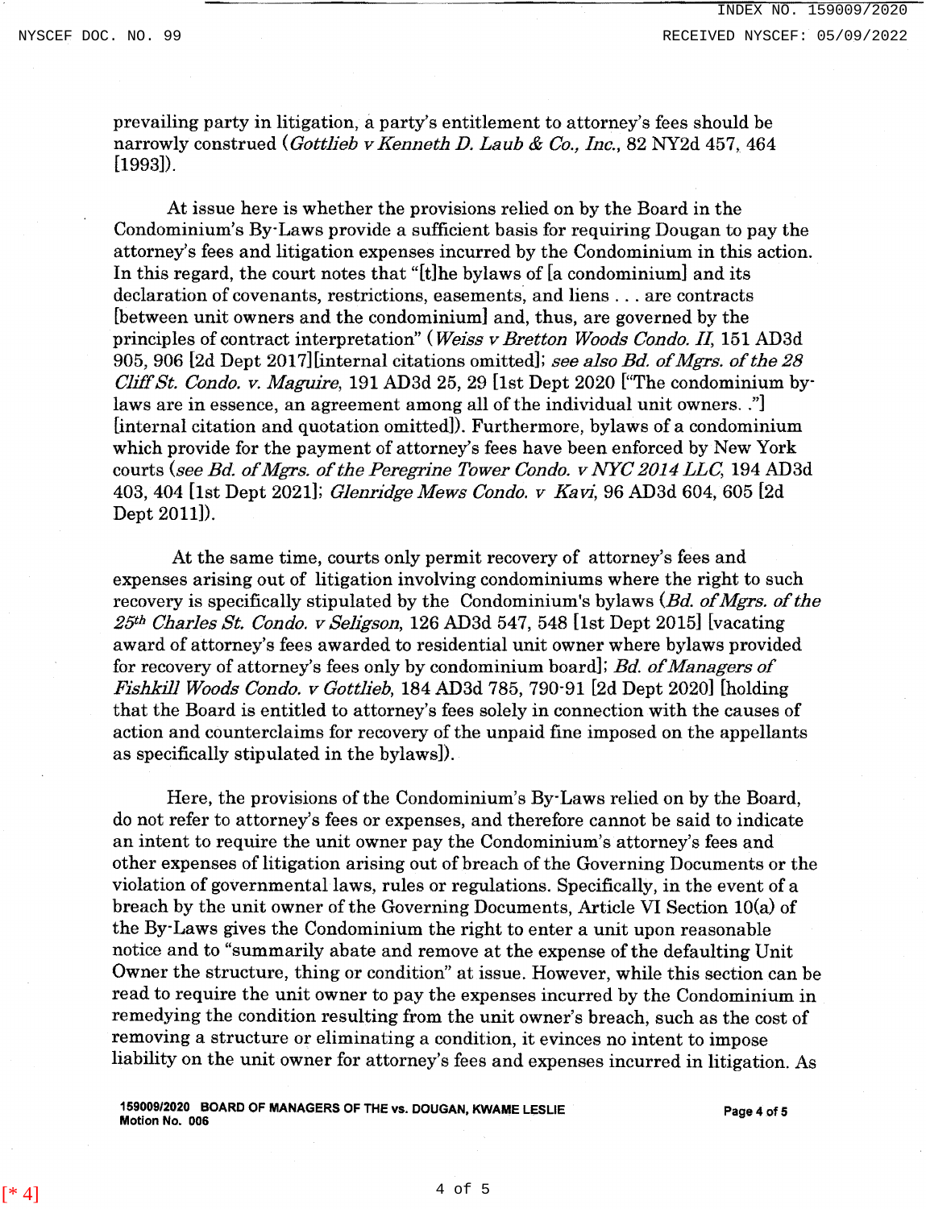prevailing party in litigation, a party's entitlement to attorney's fees should be narrowly construed (*Gottlieb v Kenneth D. Laub & Co., Inc.*, 82 NY2d 457, 464 [1993]).

At issue here is whether the provisions relied on by the Board in the Condominium's By-Laws provide a sufficient basis for requiring Dougan to pay the attorney's fees and litigation expenses incurred by the Condominium in this action. In this regard, the court notes that "[t]he bylaws of [a condominium] and its declaration of covenants, restrictions, easements, and liens . . . are contracts [between unit owners and the condominium] and, thus, are governed by the principles of contract interpretation" (*Weiss v Bretton Woods Condo. II*, 151 AD3d 905, 906 [2d Dept 2017][internal citations omitted]; *see also Bd. of Mgrs. of the 28 Cliff St. Condo. v. Maguire*, 191 AD3d 25, 29 [1st Dept 2020 ["The condominium by-laws are in essence, an agreement among all of the individual unit owners. ."] [internal citation and quotation omitted]). Furthermore, bylaws of a condominium which provide for the payment of attorney's fees have been enforced by New York courts (*see Bd. of Mgrs. of the Peregrine Tower Condo. v NYC 2014 LLC*, 194 AD3d 403, 404 [1st Dept 2021]; *Glenridge Mews Condo. v Kavi*, 96 AD3d 604, 605 [2d Dept 2011]).

At the same time, courts only permit recovery of attorney's fees and expenses arising out of litigation involving condominiums where the right to such recovery is specifically stipulated by the Condominium's bylaws (*Bd. of Mgrs. of the 25th Charles St. Condo. v Seligson*, 126 AD3d 547, 548 [1st Dept 2015] [vacating award of attorney's fees awarded to residential unit owner where bylaws provided for recovery of attorney's fees only by condominium board]; *Bd. of Managers of Fishkill Woods Condo. v Gottlieb*, 184 AD3d 785, 790-91 [2d Dept 2020] [holding that the Board is entitled to attorney's fees solely in connection with the causes of action and counterclaims for recovery of the unpaid fine imposed on the appellants as specifically stipulated in the bylaws]).

Here, the provisions of the Condominium's By-Laws relied on by the Board, do not refer to attorney's fees or expenses, and therefore cannot be said to indicate an intent to require the unit owner pay the Condominium's attorney's fees and other expenses of litigation arising out of breach of the Governing Documents or the violation of governmental laws, rules or regulations. Specifically, in the event of a breach by the unit owner of the Governing Documents, Article VI Section 10(a) of the By-Laws gives the Condominium the right to enter a unit upon reasonable notice and to "summarily abate and remove at the expense of the defaulting Unit Owner the structure, thing or condition" at issue. However, while this section can be read to require the unit owner to pay the expenses incurred by the Condominium in remedying the condition resulting from the unit owner's breach, such as the cost of removing a structure or eliminating a condition, it evinces no intent to impose liability on the unit owner for attorney's fees and expenses incurred in litigation. As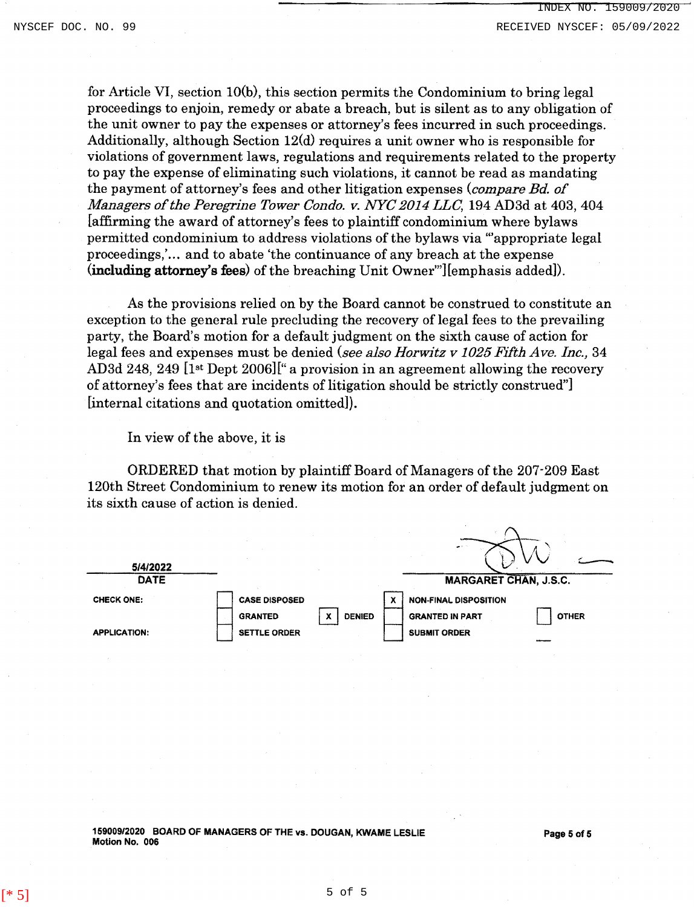for Article VI, section 10(b), this section permits the Condominium to bring legal proceedings to enjoin, remedy or abate a breach, but is silent as to any obligation of the unit owner to pay the expenses or attorney's fees incurred in such proceedings. Additionally, although Section 12(d) requires a unit owner who is responsible for violations of government laws, regulations and requirements related to the property to pay the expense of eliminating such violations, it cannot be read as mandating the payment of attorney's fees and other litigation expenses (*compare Bd. of Managers of the Peregrine Tower Condo. v. NYC 2014 LLC,* 194 AD3d at 403, 404 [affirming the award of attorney's fees to plaintiff condominium where bylaws permitted condominium to address violations of the bylaws via "'appropriate legal proceedings,'... and to abate 'the continuance of any breach at the expense **(including attorney's fees)** of the breaching Unit Owner'"][emphasis added]).

As the provisions relied on by the Board cannot be construed to constitute an exception to the general rule precluding the recovery of legal fees to the prevailing party, the Board's motion for a default judgment on the sixth cause of action for legal fees and expenses must be denied (*see also Horwitz v 1025 Fifth Ave. Inc.,* 34 AD3d 248, 249 [1st Dept 2006][" a provision in an agreement allowing the recovery of attorney's fees that are incidents of litigation should be strictly construed"] [internal citations and quotation omitted]).

In view of the above, it is

ORDERED that motion by plaintiff Board of Managers of the 207-209 East 120th Street Condominium to renew its motion for an order of default judgment on its sixth cause of action is denied.

| | | | | | |
|---|---|---|---|---|---|
| 5/4/2022 | | | MARGARET CHAN, J.S.C. | | |
| DATE | | | | | |
| CHECK ONE: | ☐ CASE DISPOSED | | ☒ NON-FINAL DISPOSITION | | |
| | ☐ GRANTED | ☒ DENIED | ☐ GRANTED IN PART | ☐ OTHER | |
| APPLICATION: | ☐ SETTLE ORDER | | ☐ SUBMIT ORDER | | |

159009/2020 BOARD OF MANAGERS OF THE vs. DOUGAN, KWAME LESLIE
Motion No. 006